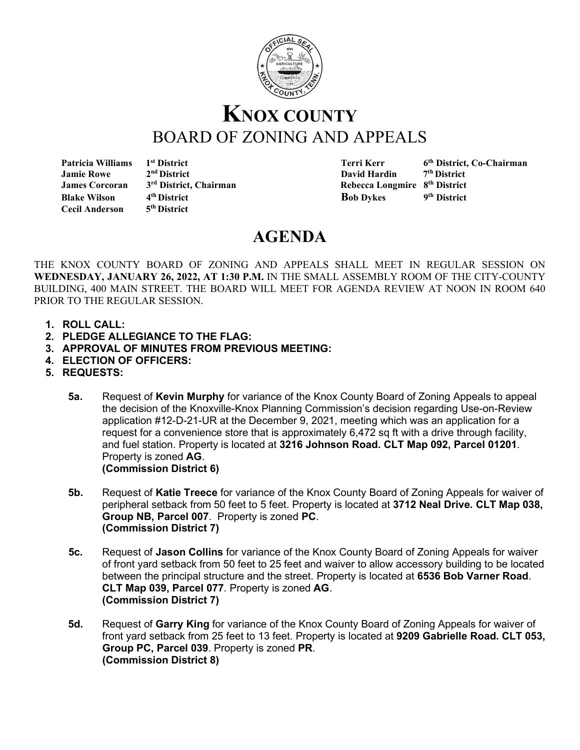# KNOX COUNTY
## BOARD OF ZONING AND APPEALS

| | | | |
|---|---|---|---|
| **Patricia Williams** | **1st District** | **Terri Kerr** | **6th District, Co-Chairman** |
| **Jamie Rowe** | **2nd District** | **David Hardin** | **7th District** |
| **James Corcoran** | **3rd District, Chairman** | **Rebecca Longmire** | **8th District** |
| **Blake Wilson** | **4th District** | **Bob Dykes** | **9th District** |
| **Cecil Anderson** | **5th District** | | |

# AGENDA

THE KNOX COUNTY BOARD OF ZONING AND APPEALS SHALL MEET IN REGULAR SESSION ON **WEDNESDAY, JANUARY 26, 2022, AT 1:30 P.M.** IN THE SMALL ASSEMBLY ROOM OF THE CITY-COUNTY BUILDING, 400 MAIN STREET. THE BOARD WILL MEET FOR AGENDA REVIEW AT NOON IN ROOM 640 PRIOR TO THE REGULAR SESSION.

1. **ROLL CALL:**
2. **PLEDGE ALLEGIANCE TO THE FLAG:**
3. **APPROVAL OF MINUTES FROM PREVIOUS MEETING:**
4. **ELECTION OF OFFICERS:**
5. **REQUESTS:**

**5a.** Request of **Kevin Murphy** for variance of the Knox County Board of Zoning Appeals to appeal the decision of the Knoxville-Knox Planning Commission's decision regarding Use-on-Review application #12-D-21-UR at the December 9, 2021, meeting which was an application for a request for a convenience store that is approximately 6,472 sq ft with a drive through facility, and fuel station. Property is located at **3216 Johnson Road. CLT Map 092, Parcel 01201**. Property is zoned **AG**.
**(Commission District 6)**

**5b.** Request of **Katie Treece** for variance of the Knox County Board of Zoning Appeals for waiver of peripheral setback from 50 feet to 5 feet. Property is located at **3712 Neal Drive. CLT Map 038, Group NB, Parcel 007**. Property is zoned **PC**.
**(Commission District 7)**

**5c.** Request of **Jason Collins** for variance of the Knox County Board of Zoning Appeals for waiver of front yard setback from 50 feet to 25 feet and waiver to allow accessory building to be located between the principal structure and the street. Property is located at **6536 Bob Varner Road**. **CLT Map 039, Parcel 077**. Property is zoned **AG**.
**(Commission District 7)**

**5d.** Request of **Garry King** for variance of the Knox County Board of Zoning Appeals for waiver of front yard setback from 25 feet to 13 feet. Property is located at **9209 Gabrielle Road. CLT 053, Group PC, Parcel 039**. Property is zoned **PR**.
**(Commission District 8)**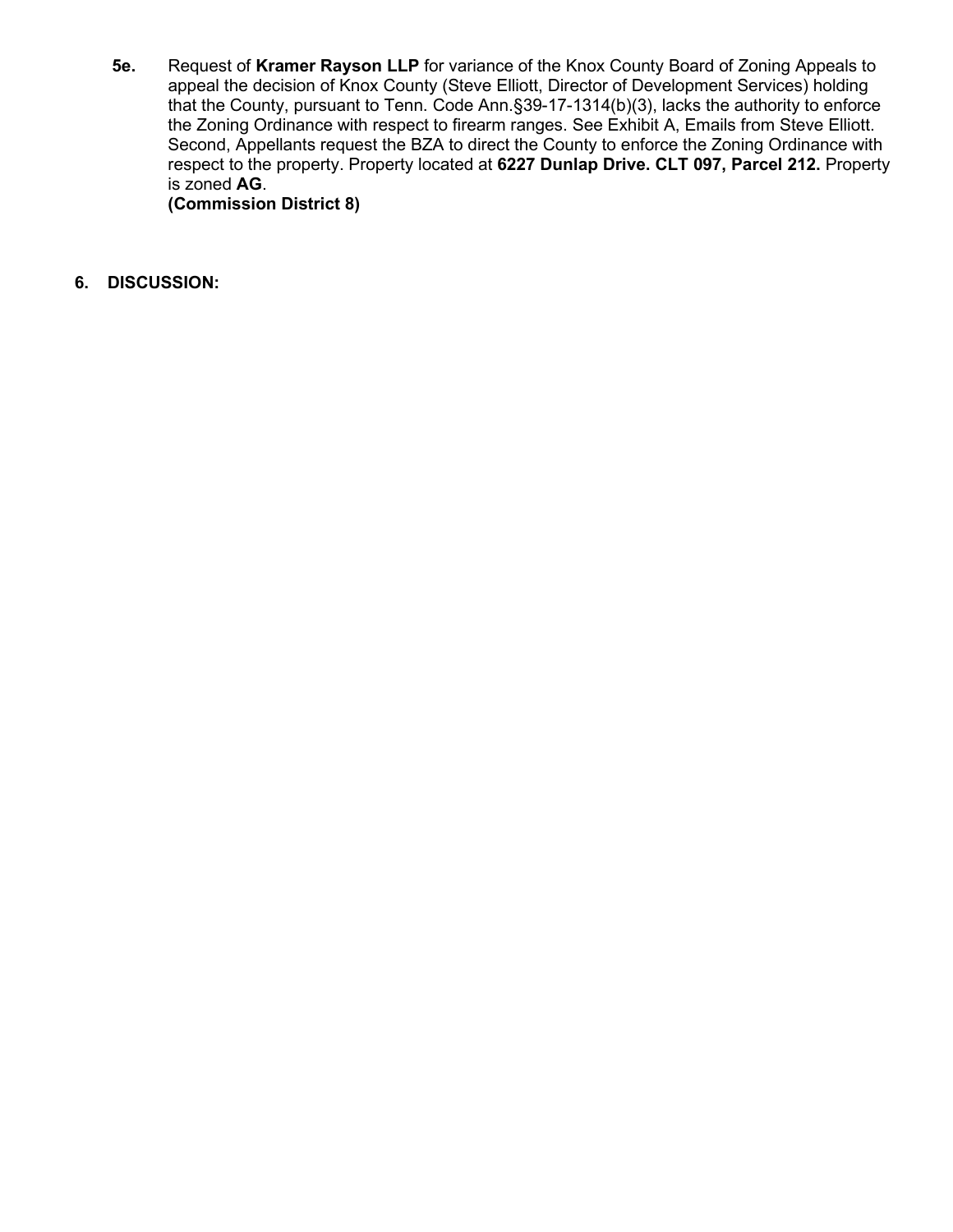**5e.** Request of **Kramer Rayson LLP** for variance of the Knox County Board of Zoning Appeals to appeal the decision of Knox County (Steve Elliott, Director of Development Services) holding that the County, pursuant to Tenn. Code Ann.§39-17-1314(b)(3), lacks the authority to enforce the Zoning Ordinance with respect to firearm ranges. See Exhibit A, Emails from Steve Elliott. Second, Appellants request the BZA to direct the County to enforce the Zoning Ordinance with respect to the property. Property located at **6227 Dunlap Drive. CLT 097, Parcel 212.** Property is zoned **AG**.
**(Commission District 8)**

**6. DISCUSSION:**